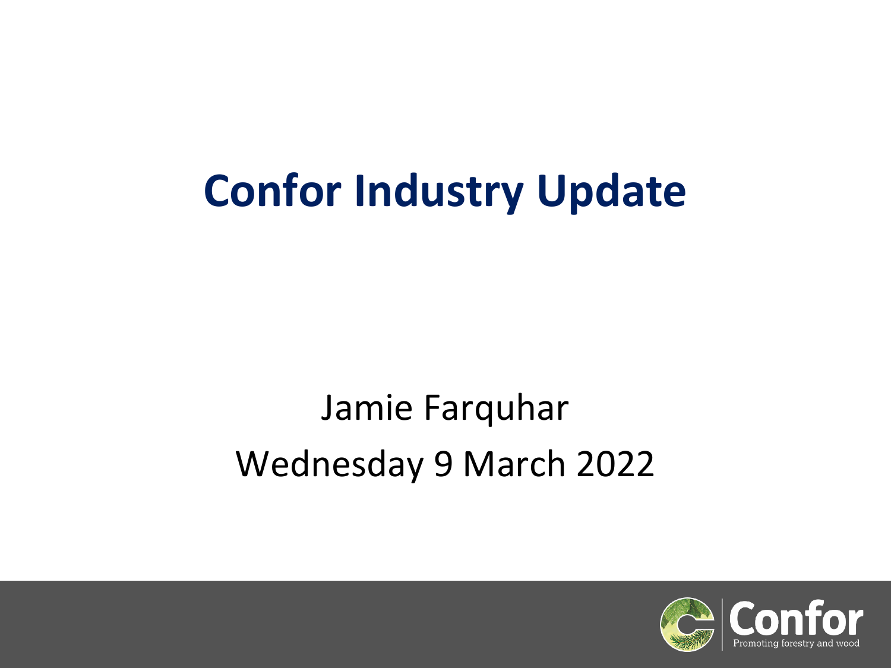# Confor Industry Update

Jamie Farquhar

Wednesday 9 March 2022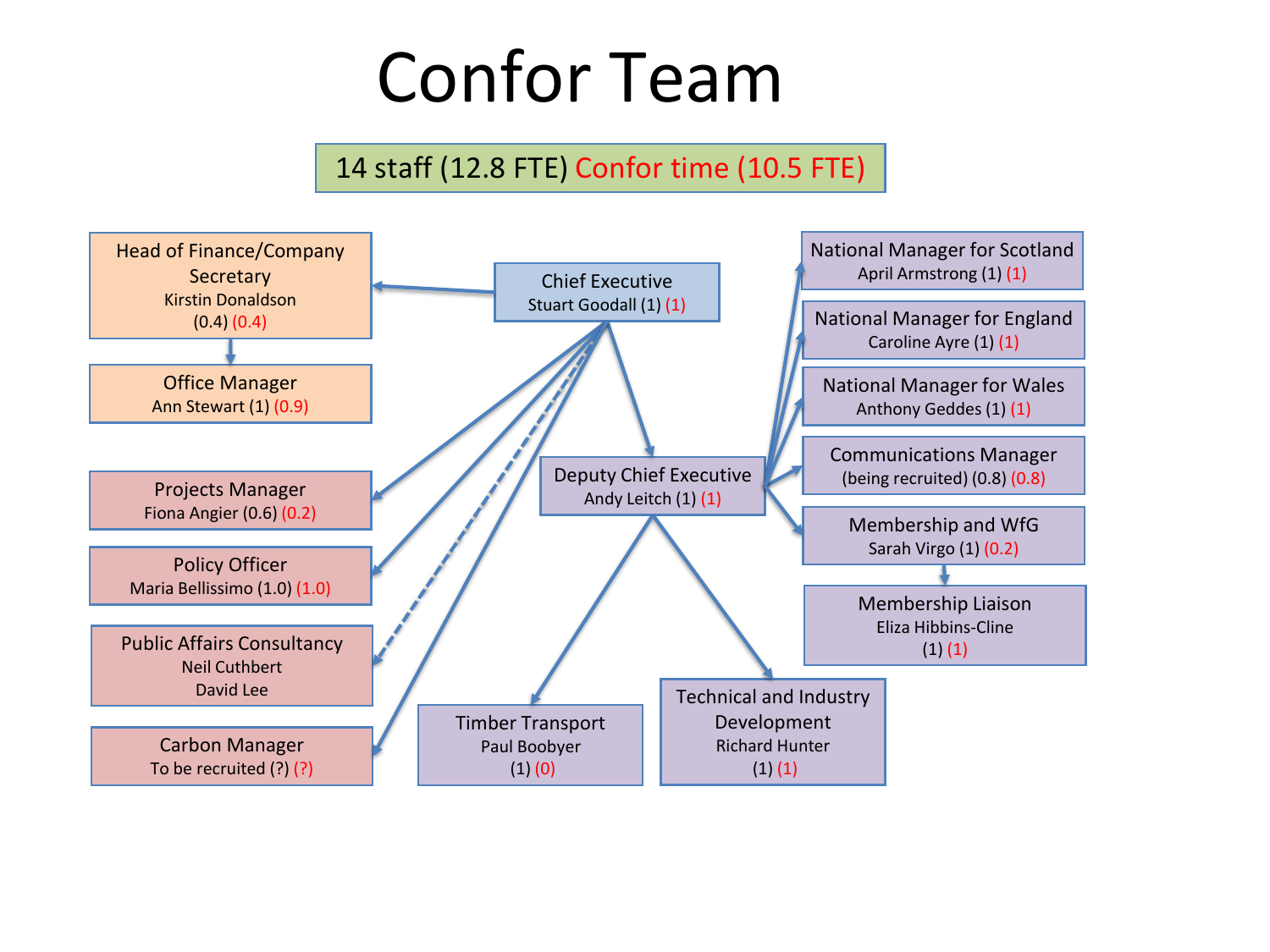# Confor Team

**14 staff (12.8 FTE) Confor time (10.5 FTE)**

- **Chief Executive** — Stuart Goodall (1) (1)
  - **Head of Finance/Company Secretary** — Kirstin Donaldson (0.4) (0.4)
    - **Office Manager** — Ann Stewart (1) (0.9)
  - **Projects Manager** — Fiona Angier (0.6) (0.2)
  - **Policy Officer** — Maria Bellissimo (1.0) (1.0)
  - **Public Affairs Consultancy** — Neil Cuthbert, David Lee
  - **Carbon Manager** — To be recruited (?) (?)
  - **Deputy Chief Executive** — Andy Leitch (1) (1)
    - **National Manager for Scotland** — April Armstrong (1) (1)
    - **National Manager for England** — Caroline Ayre (1) (1)
    - **National Manager for Wales** — Anthony Geddes (1) (1)
    - **Communications Manager** — (being recruited) (0.8) (0.8)
    - **Membership and WfG** — Sarah Virgo (1) (0.2)
      - **Membership Liaison** — Eliza Hibbins-Cline (1) (1)
    - **Timber Transport** — Paul Boobyer (1) (0)
    - **Technical and Industry Development** — Richard Hunter (1) (1)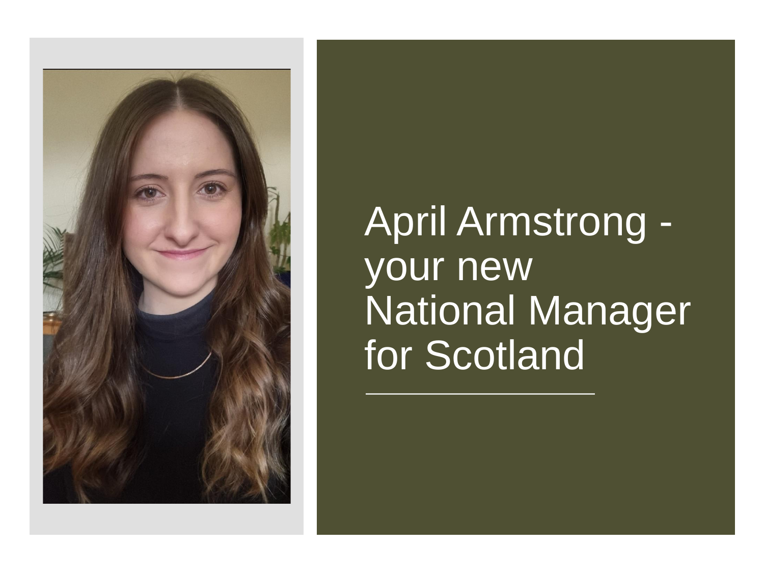# April Armstrong - your new National Manager for Scotland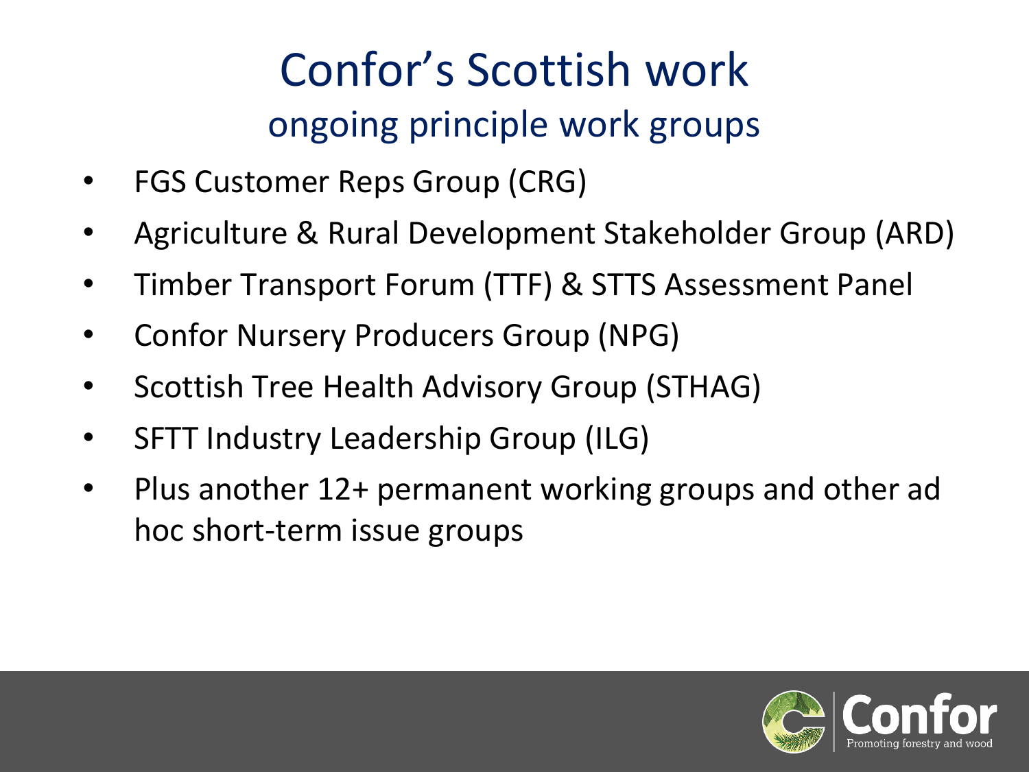# Confor's Scottish work

## ongoing principle work groups

- FGS Customer Reps Group (CRG)
- Agriculture & Rural Development Stakeholder Group (ARD)
- Timber Transport Forum (TTF) & STTS Assessment Panel
- Confor Nursery Producers Group (NPG)
- Scottish Tree Health Advisory Group (STHAG)
- SFTT Industry Leadership Group (ILG)
- Plus another 12+ permanent working groups and other ad hoc short-term issue groups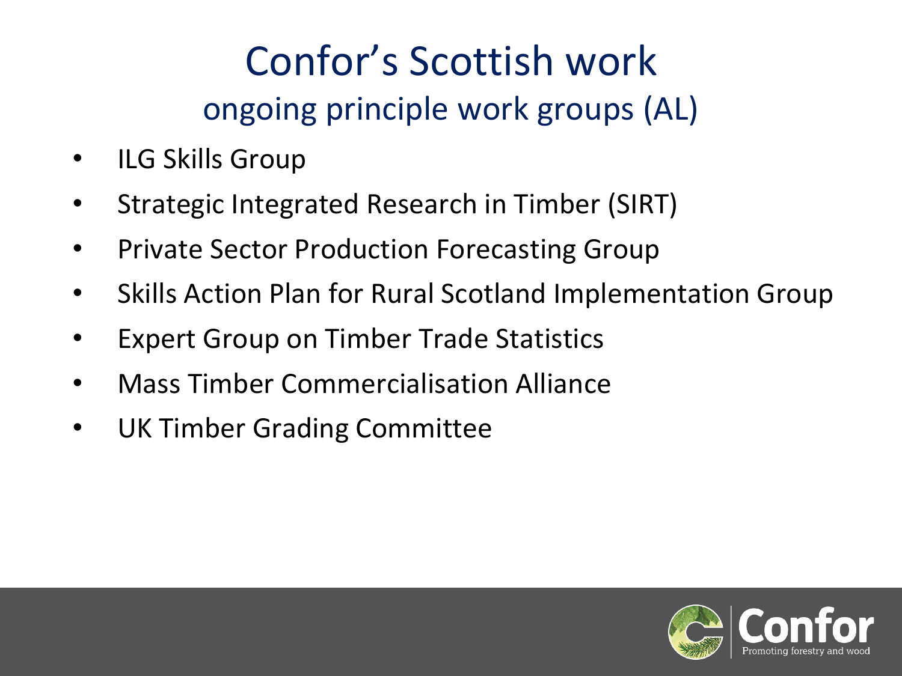# Confor's Scottish work

## ongoing principle work groups (AL)

- ILG Skills Group
- Strategic Integrated Research in Timber (SIRT)
- Private Sector Production Forecasting Group
- Skills Action Plan for Rural Scotland Implementation Group
- Expert Group on Timber Trade Statistics
- Mass Timber Commercialisation Alliance
- UK Timber Grading Committee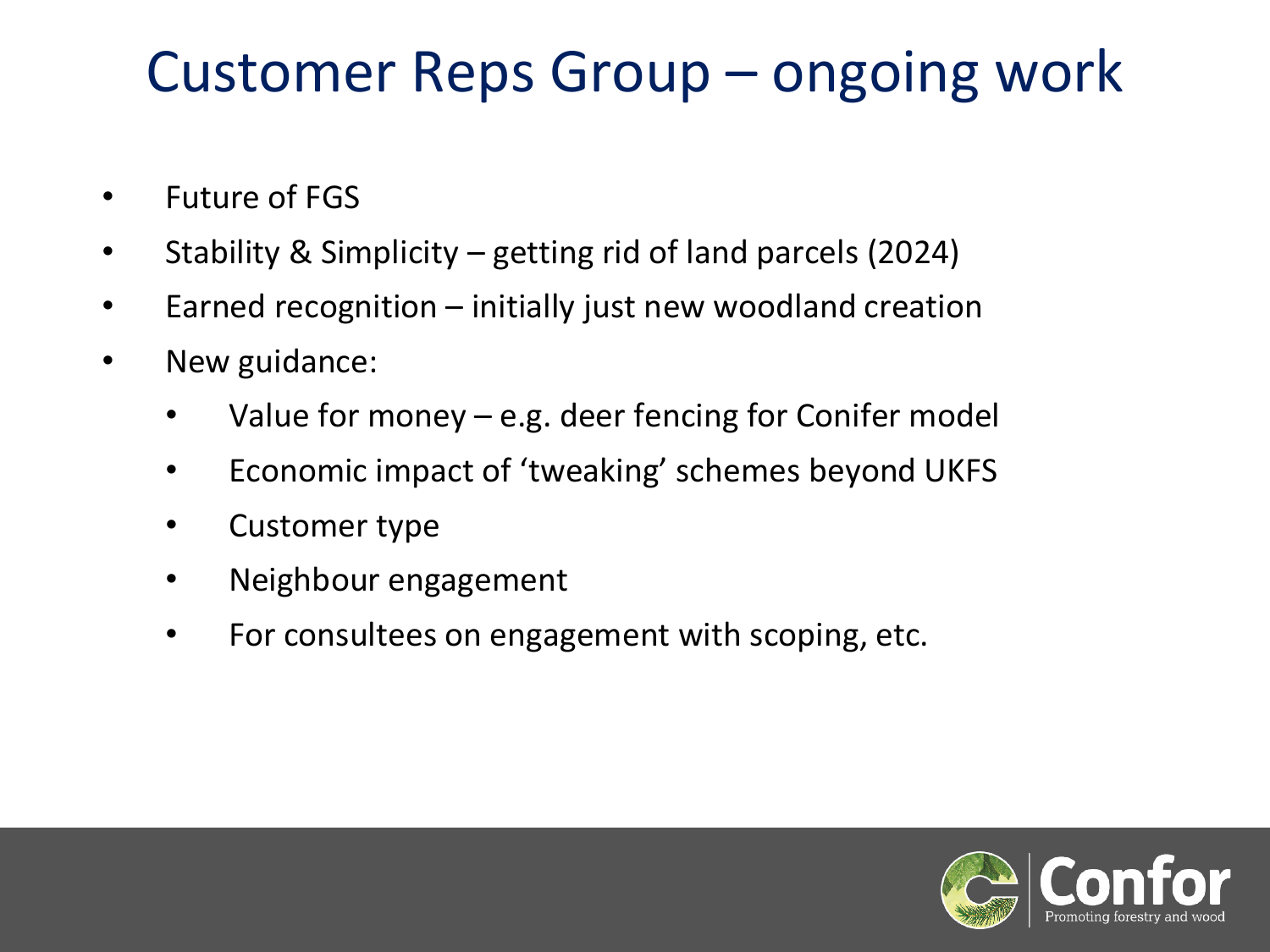# Customer Reps Group – ongoing work

- Future of FGS
- Stability & Simplicity – getting rid of land parcels (2024)
- Earned recognition – initially just new woodland creation
- New guidance:
  - Value for money – e.g. deer fencing for Conifer model
  - Economic impact of 'tweaking' schemes beyond UKFS
  - Customer type
  - Neighbour engagement
  - For consultees on engagement with scoping, etc.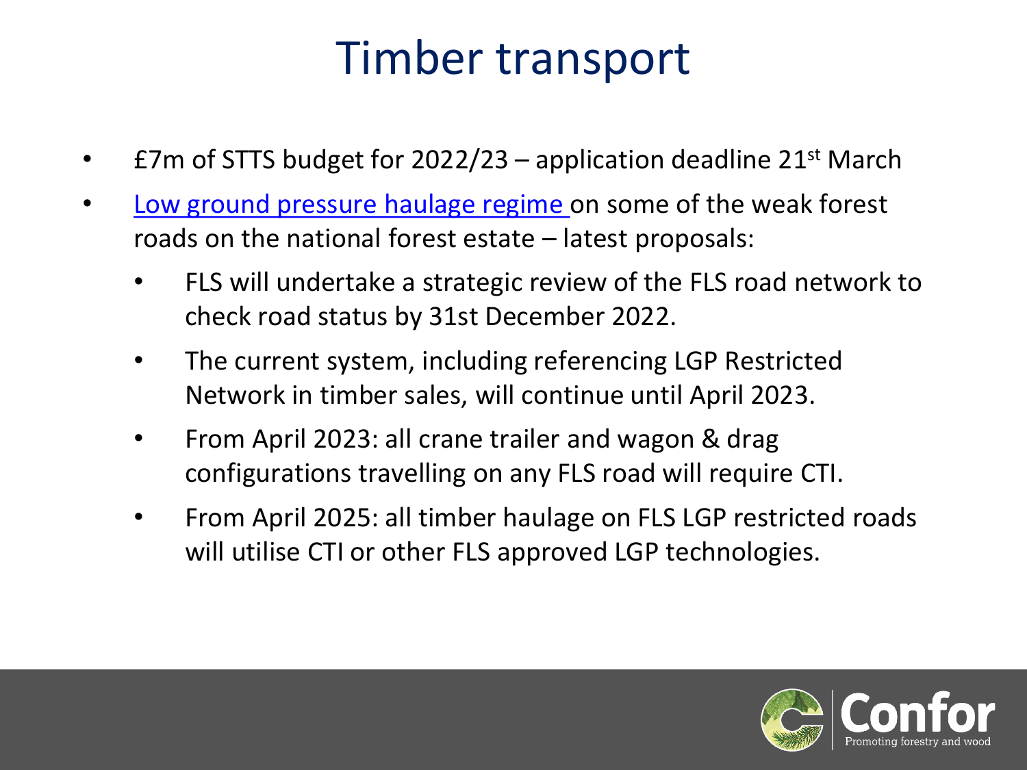# Timber transport

- £7m of STTS budget for 2022/23 – application deadline 21st March
- Low ground pressure haulage regime on some of the weak forest roads on the national forest estate – latest proposals:
  - FLS will undertake a strategic review of the FLS road network to check road status by 31st December 2022.
  - The current system, including referencing LGP Restricted Network in timber sales, will continue until April 2023.
  - From April 2023: all crane trailer and wagon & drag configurations travelling on any FLS road will require CTI.
  - From April 2025: all timber haulage on FLS LGP restricted roads will utilise CTI or other FLS approved LGP technologies.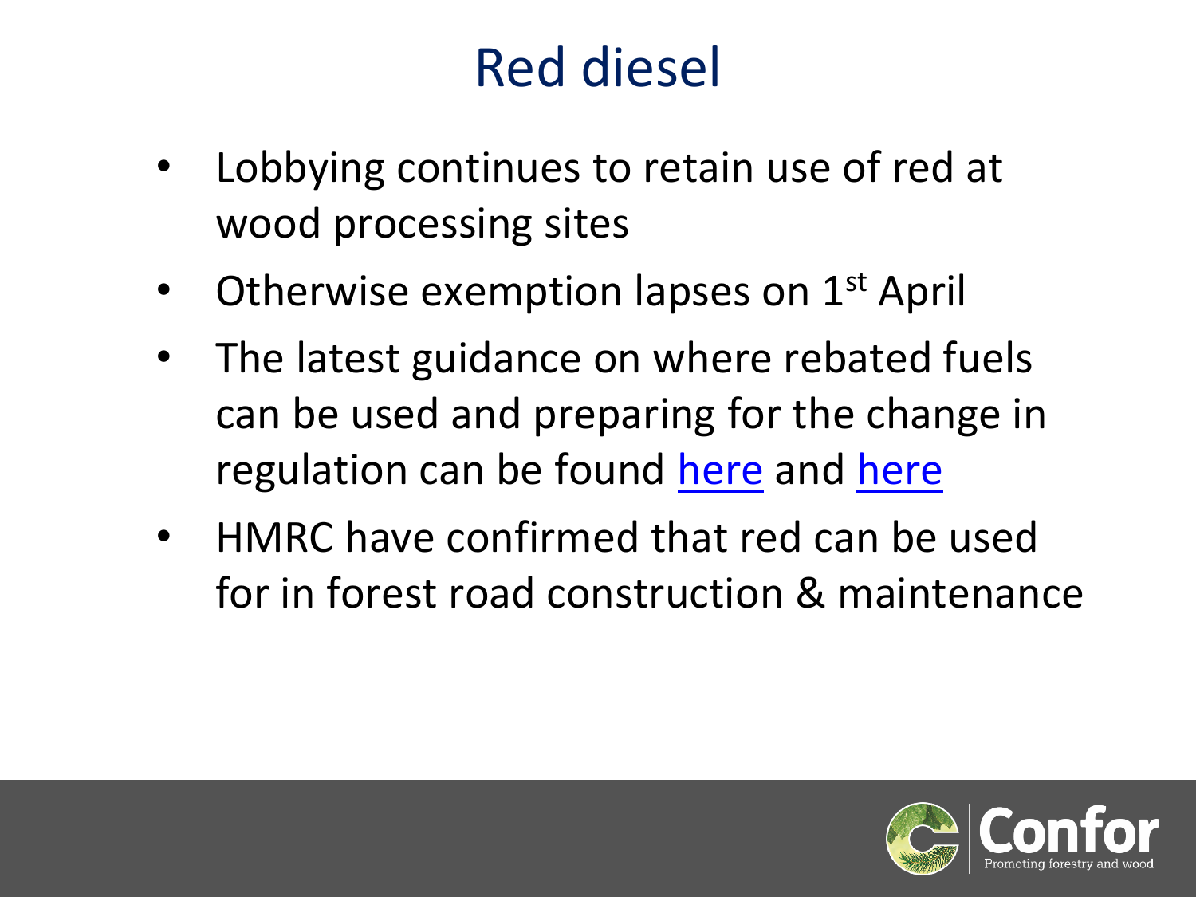# Red diesel

- Lobbying continues to retain use of red at wood processing sites
- Otherwise exemption lapses on 1st April
- The latest guidance on where rebated fuels can be used and preparing for the change in regulation can be found here and here
- HMRC have confirmed that red can be used for in forest road construction & maintenance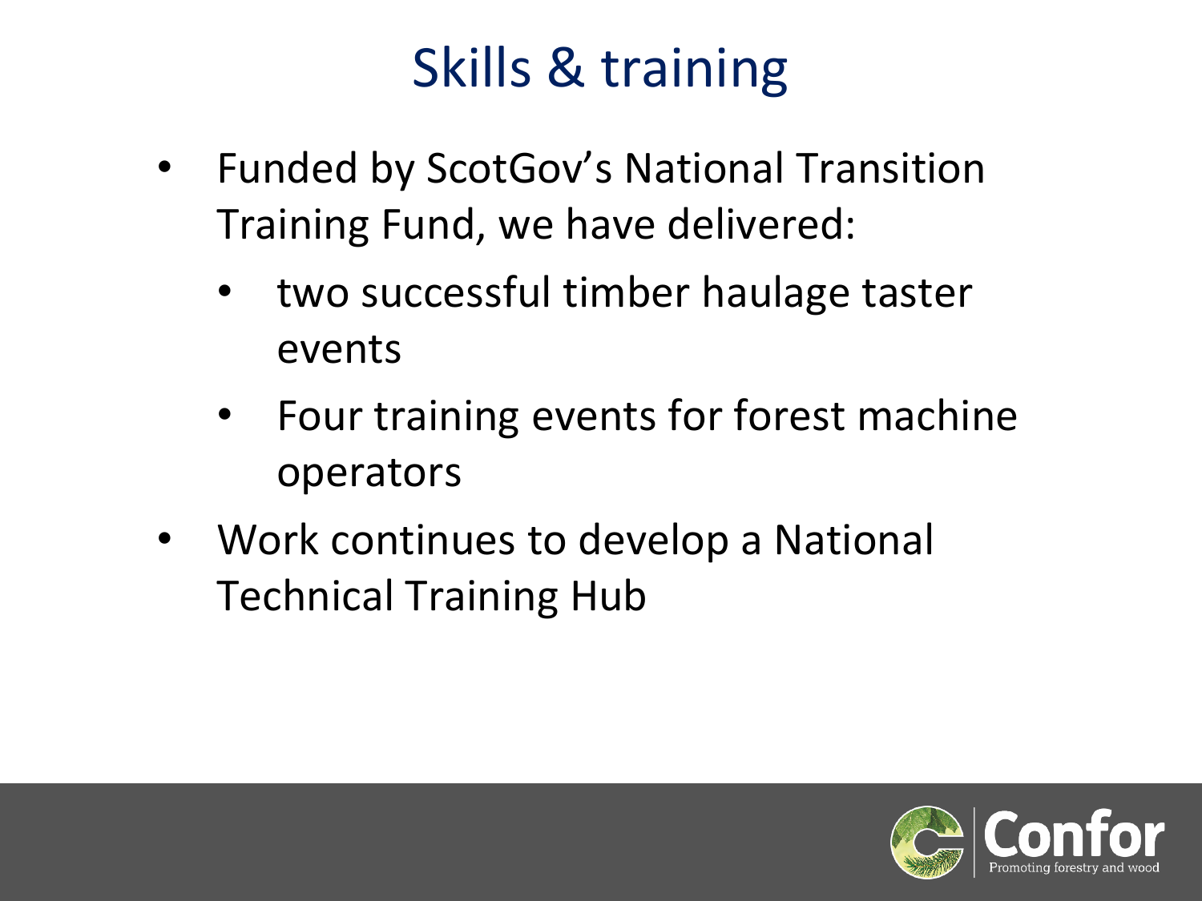# Skills & training

- Funded by ScotGov's National Transition Training Fund, we have delivered:
  - two successful timber haulage taster events
  - Four training events for forest machine operators
- Work continues to develop a National Technical Training Hub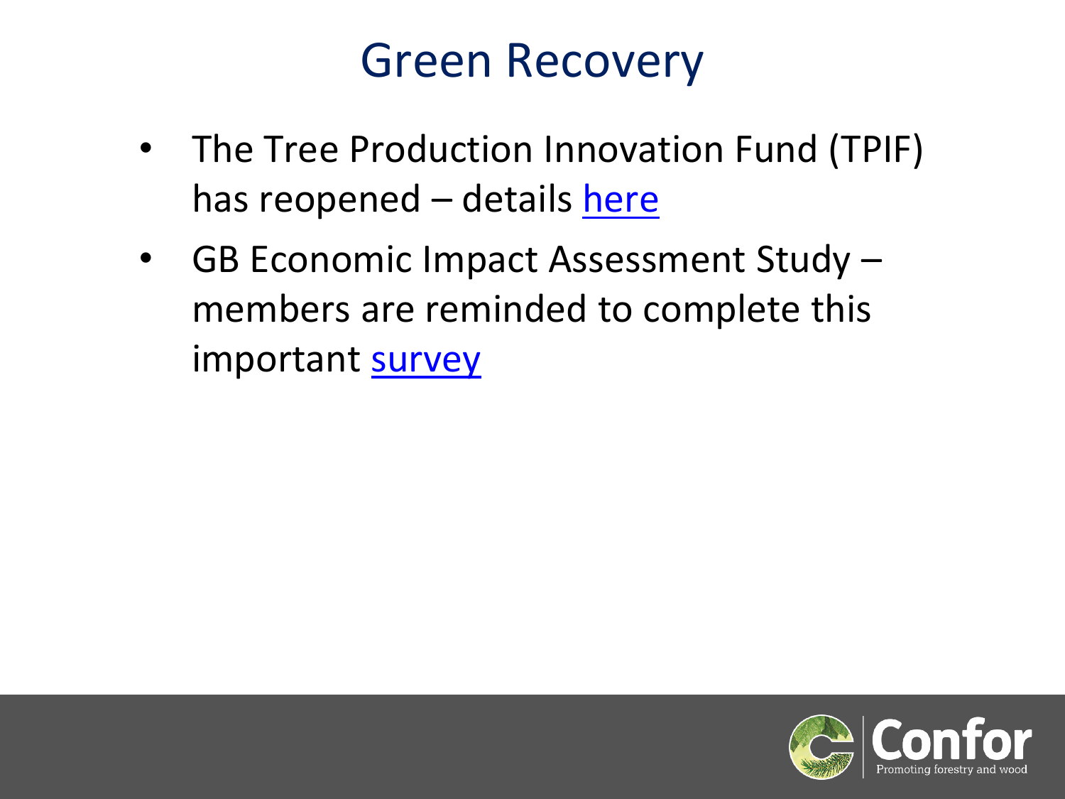# Green Recovery

- The Tree Production Innovation Fund (TPIF) has reopened – details here
- GB Economic Impact Assessment Study – members are reminded to complete this important survey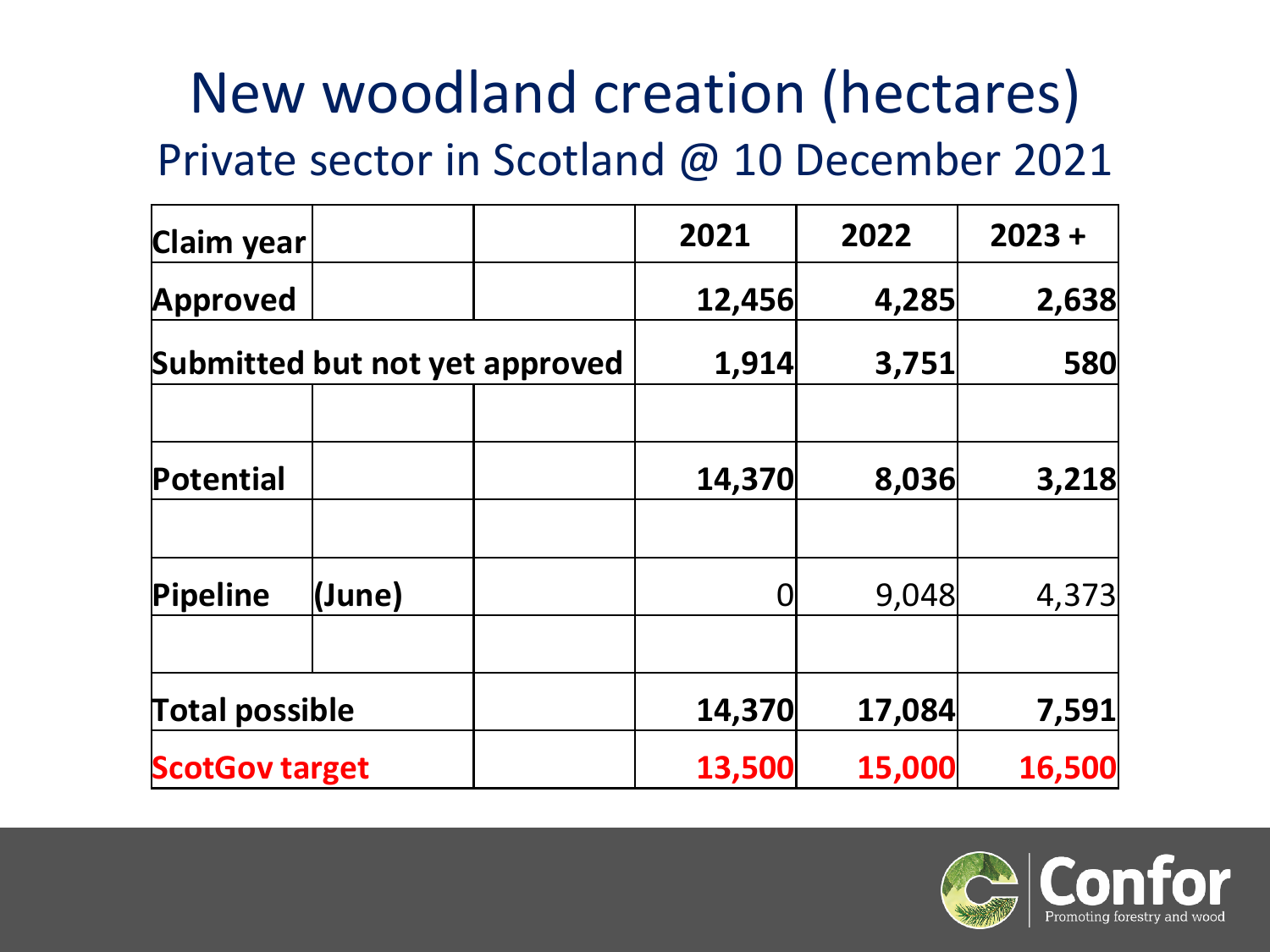# New woodland creation (hectares)

## Private sector in Scotland @ 10 December 2021

| Claim year | | | 2021 | 2022 | 2023 + |
|---|---|---|---|---|---|
| **Approved** | | | **12,456** | **4,285** | **2,638** |
| **Submitted but not yet approved** | | | **1,914** | **3,751** | **580** |
| | | | | | |
| **Potential** | | | **14,370** | **8,036** | **3,218** |
| | | | | | |
| **Pipeline** | **(June)** | | 0 | 9,048 | 4,373 |
| | | | | | |
| **Total possible** | | | **14,370** | **17,084** | **7,591** |
| **ScotGov target** | | | **13,500** | **15,000** | **16,500** |

Confor
Promoting forestry and wood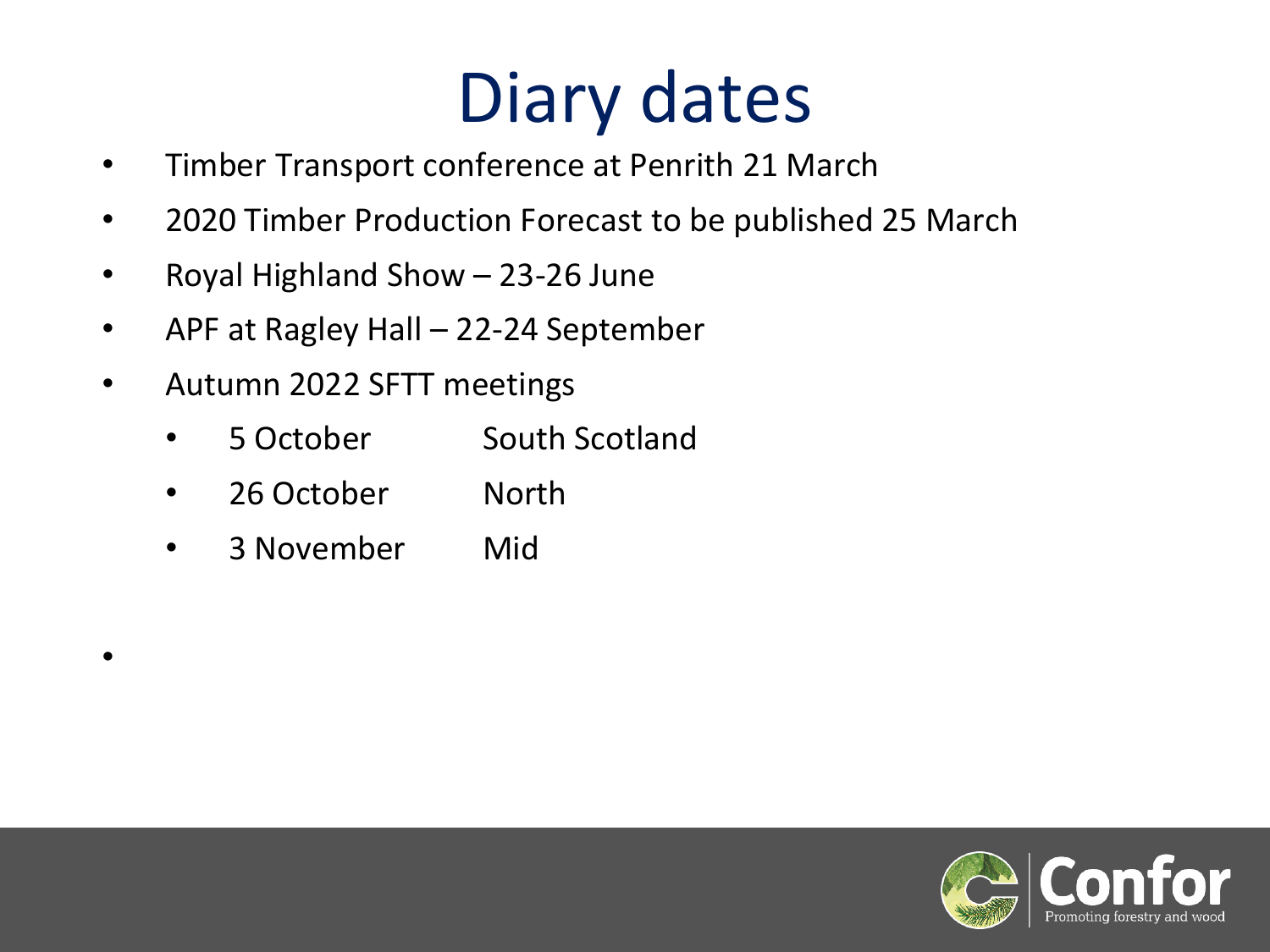# Diary dates

- Timber Transport conference at Penrith 21 March
- 2020 Timber Production Forecast to be published 25 March
- Royal Highland Show – 23-26 June
- APF at Ragley Hall – 22-24 September
- Autumn 2022 SFTT meetings
  - 5 October South Scotland
  - 26 October North
  - 3 November Mid

Confor
Promoting forestry and wood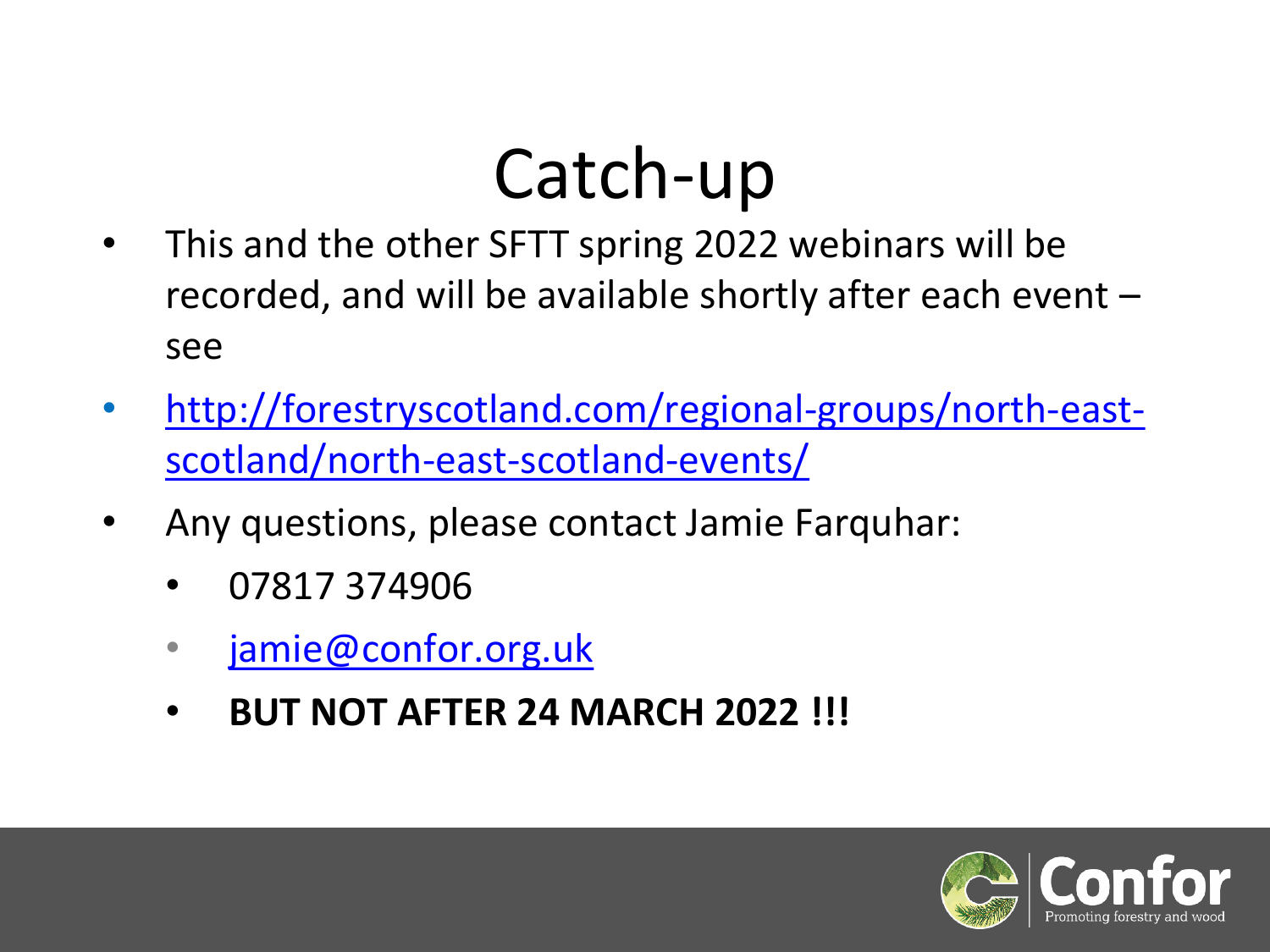# Catch-up

- This and the other SFTT spring 2022 webinars will be recorded, and will be available shortly after each event – see
- http://forestryscotland.com/regional-groups/north-east-scotland/north-east-scotland-events/
- Any questions, please contact Jamie Farquhar:
  - 07817 374906
  - jamie@confor.org.uk
  - **BUT NOT AFTER 24 MARCH 2022 !!!**

Confor
Promoting forestry and wood